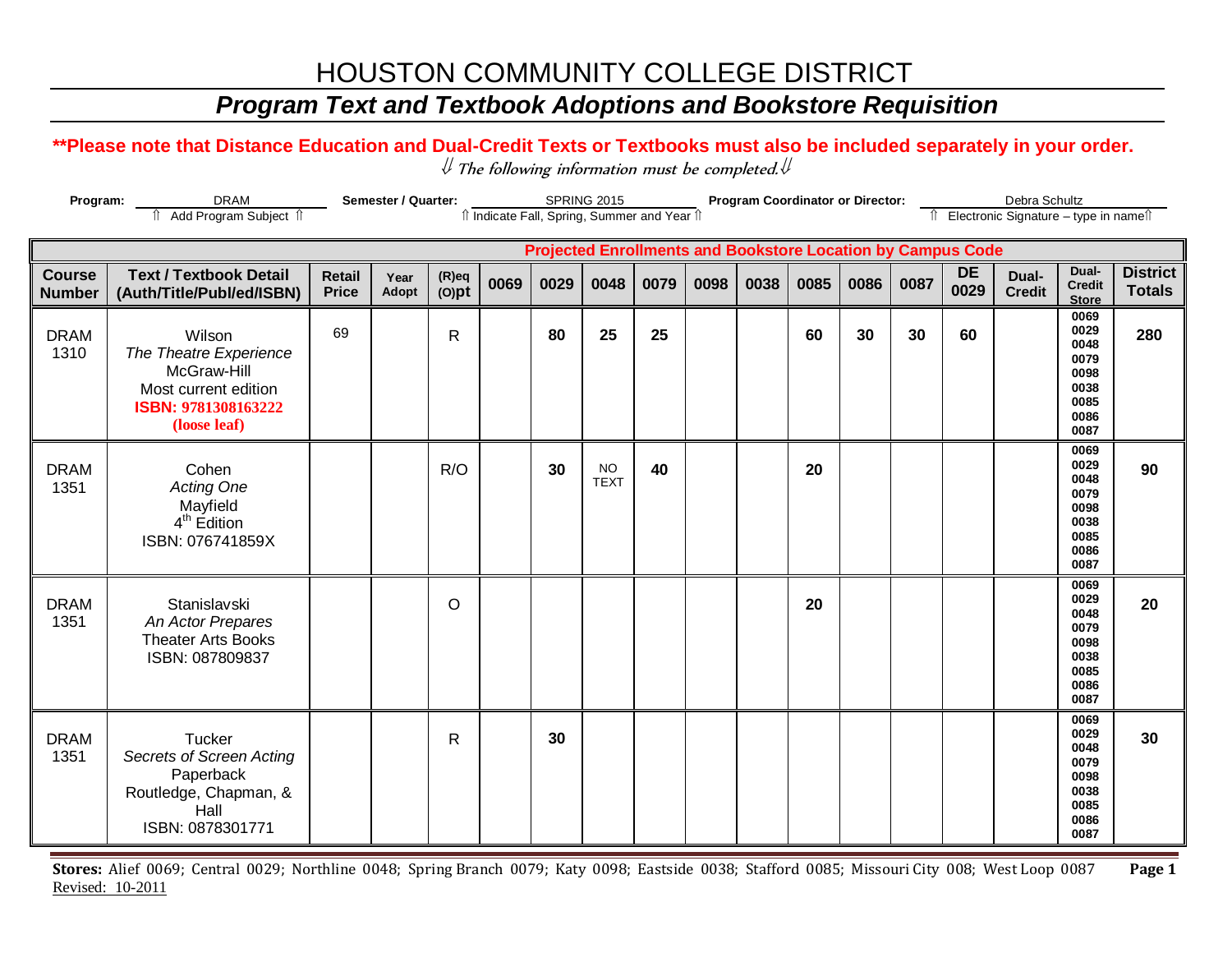# HOUSTON COMMUNITY COLLEGE DISTRICT

## *Program Text and Textbook Adoptions and Bookstore Requisition*

**\*\*Please note that Distance Education and Dual-Credit Texts or Textbooks must also be included separately in your order.**

⇓ *The following information must be completed.*⇓

**Program:** DRAM ⇑ Add Program Subject ⇑ **Semester / Quarter:** SPRING 2015 ⇑ Indicate Fall, Spring, Summer and Year ⇑ **Program Coordinator or Director:** Debra Schultz ⇑ Electronic Signature – type in name⇑

| | | | | | Projected Enrollments and Bookstore Location by Campus Code | | | | | | | | | | | | |
|---|---|---|---|---|---|---|---|---|---|---|---|---|---|---|---|---|---|
| **Course Number** | **Text / Textbook Detail (Auth/Title/Publ/ed/ISBN)** | **Retail Price** | **Year Adopt** | **(R)eq (O)pt** | **0069** | **0029** | **0048** | **0079** | **0098** | **0038** | **0085** | **0086** | **0087** | **DE 0029** | **Dual-Credit** | **Dual-Credit Store** | **District Totals** |
| DRAM 1310 | Wilson *The Theatre Experience* McGraw-Hill Most current edition **ISBN: 9781308163222 (loose leaf)** | 69 | | R | | **80** | **25** | **25** | | | **60** | **30** | **30** | **60** | | 0069 0029 0048 0079 0098 0038 0085 0086 0087 | **280** |
| DRAM 1351 | Cohen *Acting One* Mayfield 4th Edition ISBN: 076741859X | | | R/O | | **30** | NO TEXT | **40** | | | **20** | | | | | 0069 0029 0048 0079 0098 0038 0085 0086 0087 | **90** |
| DRAM 1351 | Stanislavski *An Actor Prepares* Theater Arts Books ISBN: 087809837 | | | O | | | | | | | **20** | | | | | 0069 0029 0048 0079 0098 0038 0085 0086 0087 | **20** |
| DRAM 1351 | Tucker *Secrets of Screen Acting* Paperback Routledge, Chapman, & Hall ISBN: 0878301771 | | | R | | **30** | | | | | | | | | | 0069 0029 0048 0079 0098 0038 0085 0086 0087 | **30** |

**Stores:** Alief 0069; Central 0029; Northline 0048; Spring Branch 0079; Katy 0098; Eastside 0038; Stafford 0085; Missouri City 008; West Loop 0087

Revised: 10-2011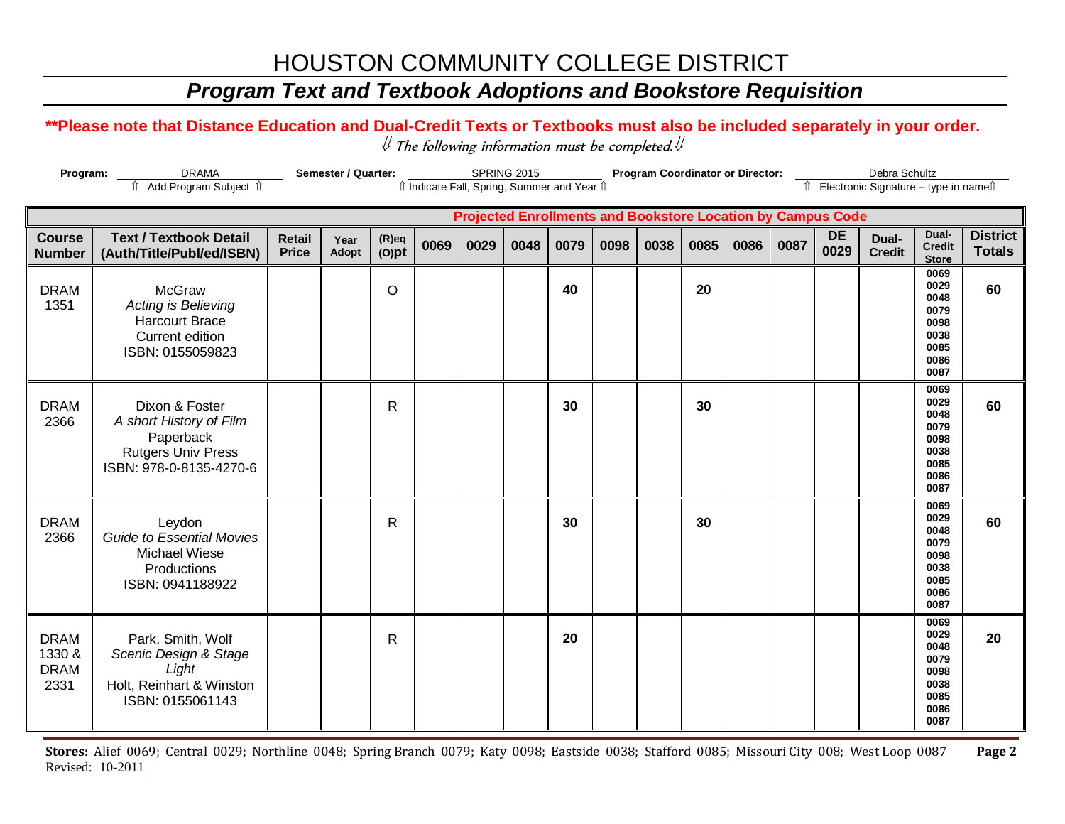# HOUSTON COMMUNITY COLLEGE DISTRICT

## *Program Text and Textbook Adoptions and Bookstore Requisition*

**\*\*Please note that Distance Education and Dual-Credit Texts or Textbooks must also be included separately in your order.**

⇓ *The following information must be completed.* ⇓

**Program:** DRAMA
⇑ Add Program Subject ⇑

**Semester / Quarter:** SPRING 2015
⇑ Indicate Fall, Spring, Summer and Year ⇑

**Program Coordinator or Director:** Debra Schultz
⇑ Electronic Signature – type in name⇑

| Course Number | Text / Textbook Detail (Auth/Title/Publ/ed/ISBN) | Retail Price | Year Adopt | (R)eq (O)pt | 0069 | 0029 | 0048 | 0079 | 0098 | 0038 | 0085 | 0086 | 0087 | DE 0029 | Dual-Credit | Dual-Credit Store | District Totals |
|---|---|---|---|---|---|---|---|---|---|---|---|---|---|---|---|---|---|
| | **Projected Enrollments and Bookstore Location by Campus Code** | | | | | | | | | | | | | | | | |
| DRAM 1351 | McGraw *Acting is Believing* Harcourt Brace Current edition ISBN: 0155059823 | | | O | | | | **40** | | | **20** | | | | | 0069 0029 0048 0079 0098 0038 0085 0086 0087 | **60** |
| DRAM 2366 | Dixon & Foster *A short History of Film* Paperback Rutgers Univ Press ISBN: 978-0-8135-4270-6 | | | R | | | | **30** | | | **30** | | | | | 0069 0029 0048 0079 0098 0038 0085 0086 0087 | **60** |
| DRAM 2366 | Leydon *Guide to Essential Movies* Michael Wiese Productions ISBN: 0941188922 | | | R | | | | **30** | | | **30** | | | | | 0069 0029 0048 0079 0098 0038 0085 0086 0087 | **60** |
| DRAM 1330 & DRAM 2331 | Park, Smith, Wolf *Scenic Design & Stage Light* Holt, Reinhart & Winston ISBN: 0155061143 | | | R | | | | **20** | | | | | | | | 0069 0029 0048 0079 0098 0038 0085 0086 0087 | **20** |

**Stores:** Alief 0069; Central 0029; Northline 0048; Spring Branch 0079; Katy 0098; Eastside 0038; Stafford 0085; Missouri City 008; West Loop 0087

Revised: 10-2011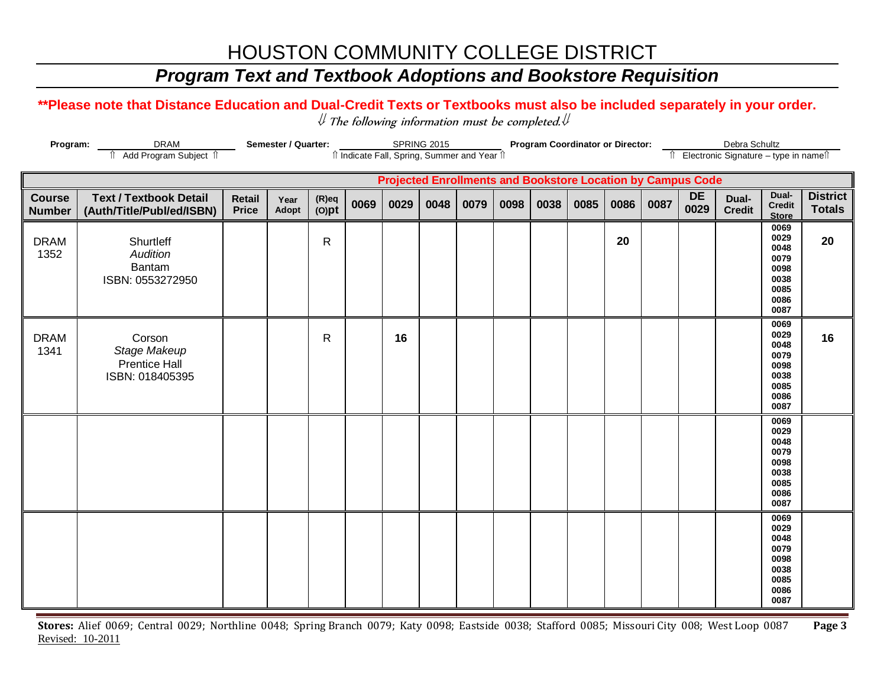# HOUSTON COMMUNITY COLLEGE DISTRICT

## *Program Text and Textbook Adoptions and Bookstore Requisition*

**\*\*Please note that Distance Education and Dual-Credit Texts or Textbooks must also be included separately in your order.**

⇓ *The following information must be completed.* ⇓

**Program:** DRAM
⇑ Add Program Subject ⇑

**Semester / Quarter:** SPRING 2015
⇑ Indicate Fall, Spring, Summer and Year ⇑

**Program Coordinator or Director:** Debra Schultz
⇑ Electronic Signature – type in name⇑

| | | | | | Projected Enrollments and Bookstore Location by Campus Code | | | | | | | | | | | | |
|---|---|---|---|---|---|---|---|---|---|---|---|---|---|---|---|---|---|
| **Course Number** | **Text / Textbook Detail (Auth/Title/Publ/ed/ISBN)** | **Retail Price** | **Year Adopt** | **(R)eq (O)pt** | **0069** | **0029** | **0048** | **0079** | **0098** | **0038** | **0085** | **0086** | **0087** | **DE 0029** | **Dual-Credit** | **Dual-Credit Store** | **District Totals** |
| DRAM 1352 | Shurtleff *Audition* Bantam ISBN: 0553272950 | | | R | | | | | | | | **20** | | | | 0069 0029 0048 0079 0098 0038 0085 0086 0087 | **20** |
| DRAM 1341 | Corson *Stage Makeup* Prentice Hall ISBN: 018405395 | | | R | | **16** | | | | | | | | | | 0069 0029 0048 0079 0098 0038 0085 0086 0087 | **16** |
| | | | | | | | | | | | | | | | | 0069 0029 0048 0079 0098 0038 0085 0086 0087 | |
| | | | | | | | | | | | | | | | | 0069 0029 0048 0079 0098 0038 0085 0086 0087 | |

**Stores:** Alief 0069; Central 0029; Northline 0048; Spring Branch 0079; Katy 0098; Eastside 0038; Stafford 0085; Missouri City 008; West Loop 0087

Revised: 10-2011